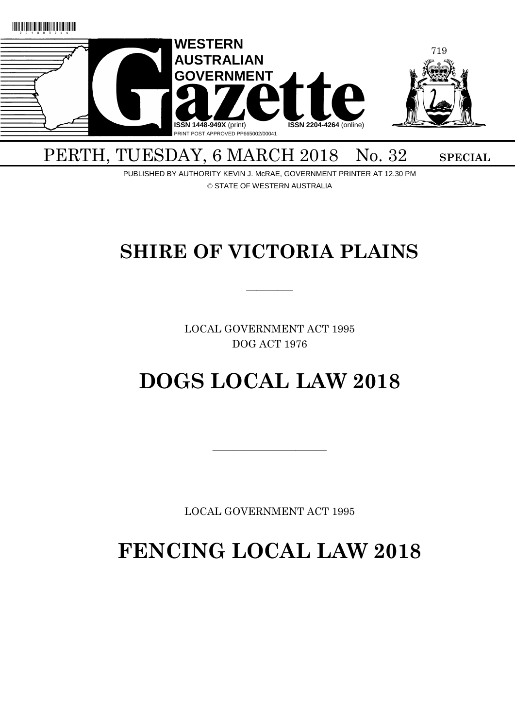# WESTERN AUSTRALIAN GOVERNMENT Gazette

ISSN 1448-949X (print) ISSN 2204-4264 (online)

PRINT POST APPROVED PP665002/00041

PERTH, TUESDAY, 6 MARCH 2018 No. 32 **SPECIAL**

PUBLISHED BY AUTHORITY KEVIN J. McRAE, GOVERNMENT PRINTER AT 12.30 PM

© STATE OF WESTERN AUSTRALIA

# SHIRE OF VICTORIA PLAINS

---

LOCAL GOVERNMENT ACT 1995

DOG ACT 1976

# DOGS LOCAL LAW 2018

---

LOCAL GOVERNMENT ACT 1995

# FENCING LOCAL LAW 2018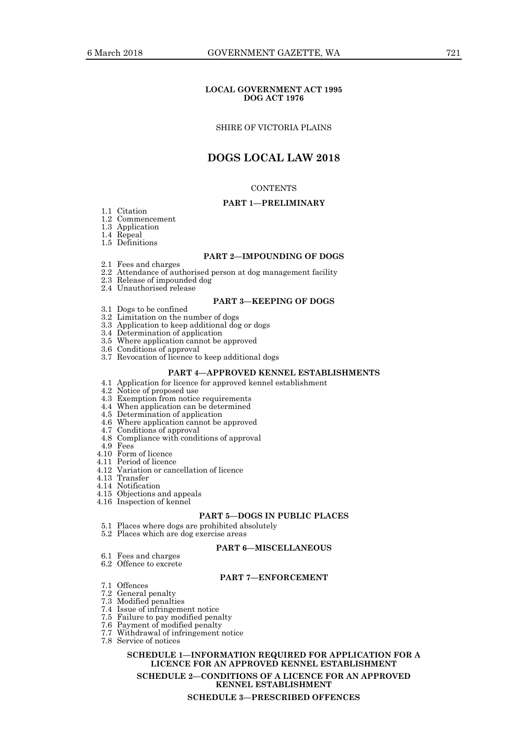**LOCAL GOVERNMENT ACT 1995**
**DOG ACT 1976**

SHIRE OF VICTORIA PLAINS

# DOGS LOCAL LAW 2018

CONTENTS

## PART 1—PRELIMINARY

1.1 Citation
1.2 Commencement
1.3 Application
1.4 Repeal
1.5 Definitions

## PART 2—IMPOUNDING OF DOGS

2.1 Fees and charges
2.2 Attendance of authorised person at dog management facility
2.3 Release of impounded dog
2.4 Unauthorised release

## PART 3—KEEPING OF DOGS

3.1 Dogs to be confined
3.2 Limitation on the number of dogs
3.3 Application to keep additional dog or dogs
3.4 Determination of application
3.5 Where application cannot be approved
3.6 Conditions of approval
3.7 Revocation of licence to keep additional dogs

## PART 4—APPROVED KENNEL ESTABLISHMENTS

4.1 Application for licence for approved kennel establishment
4.2 Notice of proposed use
4.3 Exemption from notice requirements
4.4 When application can be determined
4.5 Determination of application
4.6 Where application cannot be approved
4.7 Conditions of approval
4.8 Compliance with conditions of approval
4.9 Fees
4.10 Form of licence
4.11 Period of licence
4.12 Variation or cancellation of licence
4.13 Transfer
4.14 Notification
4.15 Objections and appeals
4.16 Inspection of kennel

## PART 5—DOGS IN PUBLIC PLACES

5.1 Places where dogs are prohibited absolutely
5.2 Places which are dog exercise areas

## PART 6—MISCELLANEOUS

6.1 Fees and charges
6.2 Offence to excrete

## PART 7—ENFORCEMENT

7.1 Offences
7.2 General penalty
7.3 Modified penalties
7.4 Issue of infringement notice
7.5 Failure to pay modified penalty
7.6 Payment of modified penalty
7.7 Withdrawal of infringement notice
7.8 Service of notices

**SCHEDULE 1—INFORMATION REQUIRED FOR APPLICATION FOR A LICENCE FOR AN APPROVED KENNEL ESTABLISHMENT**

**SCHEDULE 2—CONDITIONS OF A LICENCE FOR AN APPROVED KENNEL ESTABLISHMENT**

**SCHEDULE 3—PRESCRIBED OFFENCES**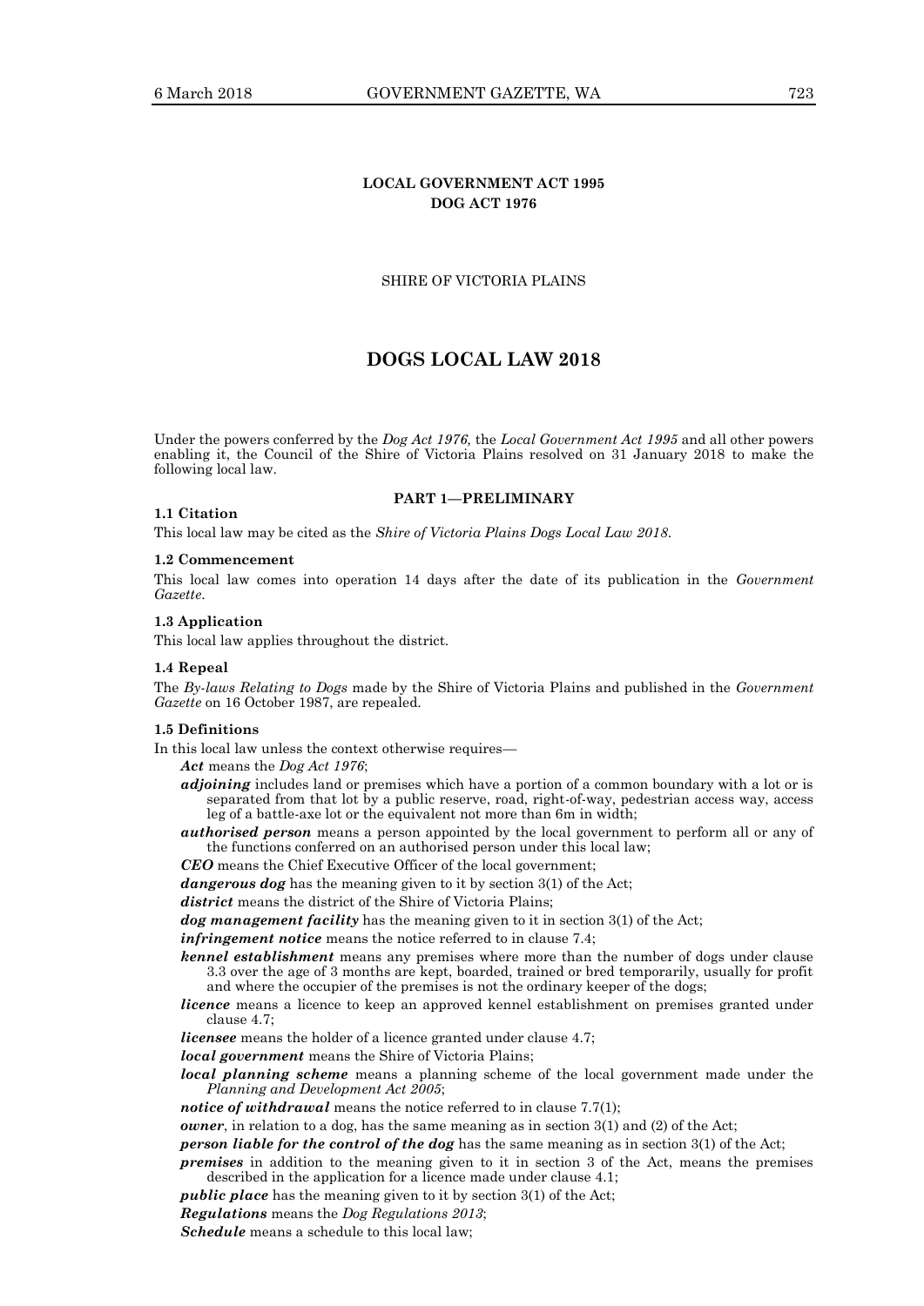**LOCAL GOVERNMENT ACT 1995**
**DOG ACT 1976**

SHIRE OF VICTORIA PLAINS

# DOGS LOCAL LAW 2018

Under the powers conferred by the *Dog Act 1976,* the *Local Government Act 1995* and all other powers enabling it, the Council of the Shire of Victoria Plains resolved on 31 January 2018 to make the following local law.

## PART 1—PRELIMINARY

**1.1 Citation**

This local law may be cited as the *Shire of Victoria Plains Dogs Local Law 2018*.

**1.2 Commencement**

This local law comes into operation 14 days after the date of its publication in the *Government Gazette*.

**1.3 Application**

This local law applies throughout the district.

**1.4 Repeal**

The *By-laws Relating to Dogs* made by the Shire of Victoria Plains and published in the *Government Gazette* on 16 October 1987, are repealed.

**1.5 Definitions**

In this local law unless the context otherwise requires—

***Act*** means the *Dog Act 1976*;

***adjoining*** includes land or premises which have a portion of a common boundary with a lot or is separated from that lot by a public reserve, road, right-of-way, pedestrian access way, access leg of a battle-axe lot or the equivalent not more than 6m in width;

***authorised person*** means a person appointed by the local government to perform all or any of the functions conferred on an authorised person under this local law;

***CEO*** means the Chief Executive Officer of the local government;

***dangerous dog*** has the meaning given to it by section 3(1) of the Act;

***district*** means the district of the Shire of Victoria Plains;

***dog management facility*** has the meaning given to it in section 3(1) of the Act;

***infringement notice*** means the notice referred to in clause 7.4;

***kennel establishment*** means any premises where more than the number of dogs under clause 3.3 over the age of 3 months are kept, boarded, trained or bred temporarily, usually for profit and where the occupier of the premises is not the ordinary keeper of the dogs;

***licence*** means a licence to keep an approved kennel establishment on premises granted under clause 4.7;

***licensee*** means the holder of a licence granted under clause 4.7;

***local government*** means the Shire of Victoria Plains;

***local planning scheme*** means a planning scheme of the local government made under the *Planning and Development Act 2005*;

***notice of withdrawal*** means the notice referred to in clause 7.7(1);

***owner***, in relation to a dog, has the same meaning as in section 3(1) and (2) of the Act;

***person liable for the control of the dog*** has the same meaning as in section 3(1) of the Act;

***premises*** in addition to the meaning given to it in section 3 of the Act, means the premises described in the application for a licence made under clause 4.1;

***public place*** has the meaning given to it by section 3(1) of the Act;

***Regulations*** means the *Dog Regulations 2013*;

***Schedule*** means a schedule to this local law;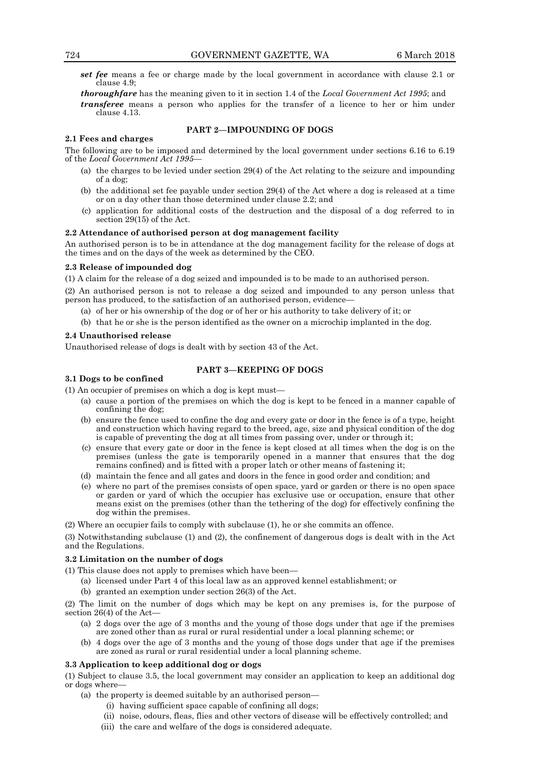***set fee*** means a fee or charge made by the local government in accordance with clause 2.1 or clause 4.9;

***thoroughfare*** has the meaning given to it in section 1.4 of the *Local Government Act 1995*; and

***transferee*** means a person who applies for the transfer of a licence to her or him under clause 4.13.

## PART 2—IMPOUNDING OF DOGS

### 2.1 Fees and charges

The following are to be imposed and determined by the local government under sections 6.16 to 6.19 of the *Local Government Act 1995*—

(a) the charges to be levied under section 29(4) of the Act relating to the seizure and impounding of a dog;

(b) the additional set fee payable under section 29(4) of the Act where a dog is released at a time or on a day other than those determined under clause 2.2; and

(c) application for additional costs of the destruction and the disposal of a dog referred to in section 29(15) of the Act.

### 2.2 Attendance of authorised person at dog management facility

An authorised person is to be in attendance at the dog management facility for the release of dogs at the times and on the days of the week as determined by the CEO.

### 2.3 Release of impounded dog

(1) A claim for the release of a dog seized and impounded is to be made to an authorised person.

(2) An authorised person is not to release a dog seized and impounded to any person unless that person has produced, to the satisfaction of an authorised person, evidence—

(a) of her or his ownership of the dog or of her or his authority to take delivery of it; or

(b) that he or she is the person identified as the owner on a microchip implanted in the dog.

### 2.4 Unauthorised release

Unauthorised release of dogs is dealt with by section 43 of the Act.

## PART 3—KEEPING OF DOGS

### 3.1 Dogs to be confined

(1) An occupier of premises on which a dog is kept must—

(a) cause a portion of the premises on which the dog is kept to be fenced in a manner capable of confining the dog;

(b) ensure the fence used to confine the dog and every gate or door in the fence is of a type, height and construction which having regard to the breed, age, size and physical condition of the dog is capable of preventing the dog at all times from passing over, under or through it;

(c) ensure that every gate or door in the fence is kept closed at all times when the dog is on the premises (unless the gate is temporarily opened in a manner that ensures that the dog remains confined) and is fitted with a proper latch or other means of fastening it;

(d) maintain the fence and all gates and doors in the fence in good order and condition; and

(e) where no part of the premises consists of open space, yard or garden or there is no open space or garden or yard of which the occupier has exclusive use or occupation, ensure that other means exist on the premises (other than the tethering of the dog) for effectively confining the dog within the premises.

(2) Where an occupier fails to comply with subclause (1), he or she commits an offence.

(3) Notwithstanding subclause (1) and (2), the confinement of dangerous dogs is dealt with in the Act and the Regulations.

### 3.2 Limitation on the number of dogs

(1) This clause does not apply to premises which have been—

(a) licensed under Part 4 of this local law as an approved kennel establishment; or

(b) granted an exemption under section 26(3) of the Act.

(2) The limit on the number of dogs which may be kept on any premises is, for the purpose of section 26(4) of the Act—

(a) 2 dogs over the age of 3 months and the young of those dogs under that age if the premises are zoned other than as rural or rural residential under a local planning scheme; or

(b) 4 dogs over the age of 3 months and the young of those dogs under that age if the premises are zoned as rural or rural residential under a local planning scheme.

### 3.3 Application to keep additional dog or dogs

(1) Subject to clause 3.5, the local government may consider an application to keep an additional dog or dogs where—

(a) the property is deemed suitable by an authorised person—

(i) having sufficient space capable of confining all dogs;

(ii) noise, odours, fleas, flies and other vectors of disease will be effectively controlled; and

(iii) the care and welfare of the dogs is considered adequate.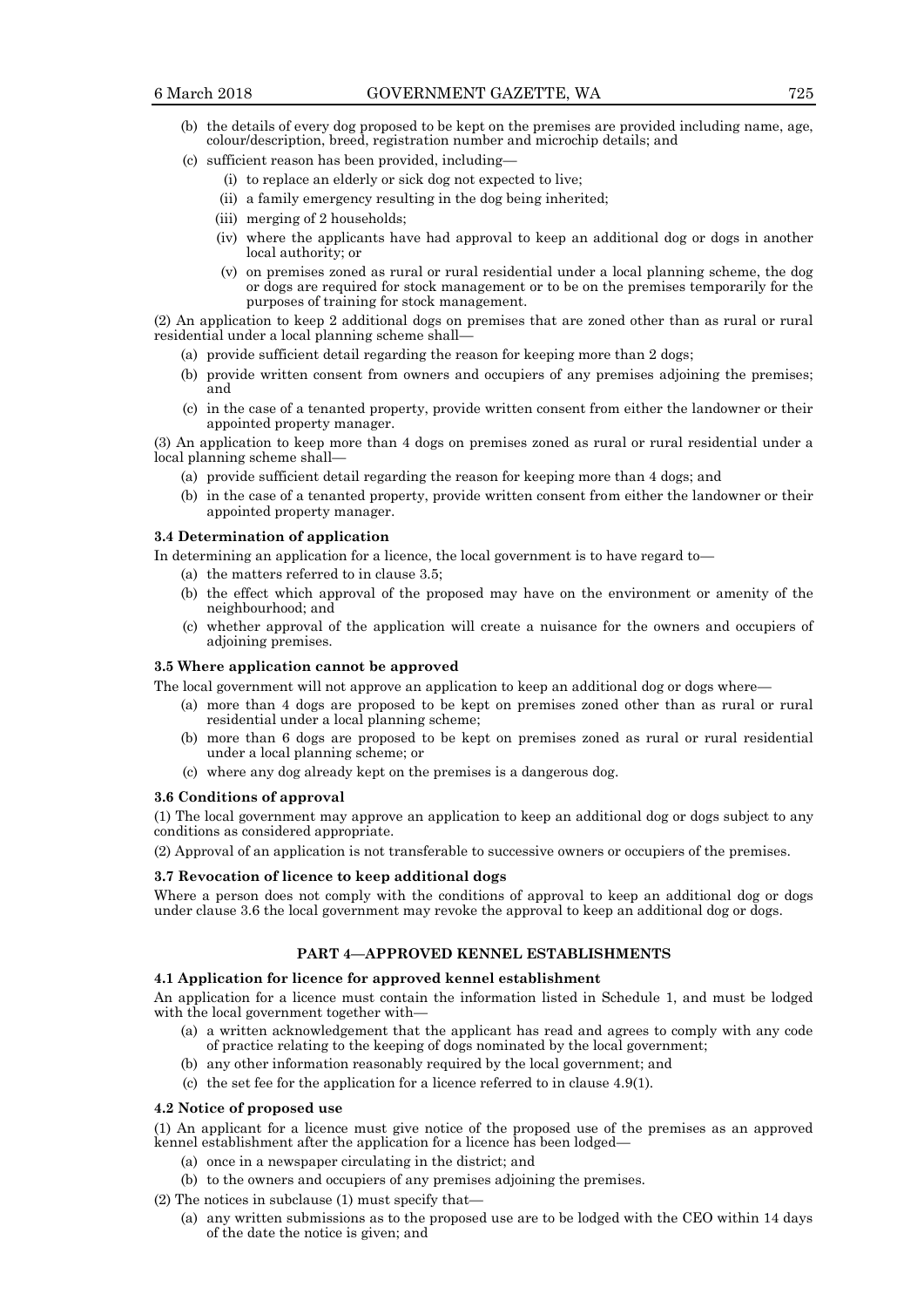(b) the details of every dog proposed to be kept on the premises are provided including name, age, colour/description, breed, registration number and microchip details; and

(c) sufficient reason has been provided, including—

(i) to replace an elderly or sick dog not expected to live;

(ii) a family emergency resulting in the dog being inherited;

(iii) merging of 2 households;

(iv) where the applicants have had approval to keep an additional dog or dogs in another local authority; or

(v) on premises zoned as rural or rural residential under a local planning scheme, the dog or dogs are required for stock management or to be on the premises temporarily for the purposes of training for stock management.

(2) An application to keep 2 additional dogs on premises that are zoned other than as rural or rural residential under a local planning scheme shall—

(a) provide sufficient detail regarding the reason for keeping more than 2 dogs;

(b) provide written consent from owners and occupiers of any premises adjoining the premises; and

(c) in the case of a tenanted property, provide written consent from either the landowner or their appointed property manager.

(3) An application to keep more than 4 dogs on premises zoned as rural or rural residential under a local planning scheme shall—

(a) provide sufficient detail regarding the reason for keeping more than 4 dogs; and

(b) in the case of a tenanted property, provide written consent from either the landowner or their appointed property manager.

### 3.4 Determination of application

In determining an application for a licence, the local government is to have regard to—

(a) the matters referred to in clause 3.5;

(b) the effect which approval of the proposed may have on the environment or amenity of the neighbourhood; and

(c) whether approval of the application will create a nuisance for the owners and occupiers of adjoining premises.

### 3.5 Where application cannot be approved

The local government will not approve an application to keep an additional dog or dogs where—

(a) more than 4 dogs are proposed to be kept on premises zoned other than as rural or rural residential under a local planning scheme;

(b) more than 6 dogs are proposed to be kept on premises zoned as rural or rural residential under a local planning scheme; or

(c) where any dog already kept on the premises is a dangerous dog.

### 3.6 Conditions of approval

(1) The local government may approve an application to keep an additional dog or dogs subject to any conditions as considered appropriate.

(2) Approval of an application is not transferable to successive owners or occupiers of the premises.

### 3.7 Revocation of licence to keep additional dogs

Where a person does not comply with the conditions of approval to keep an additional dog or dogs under clause 3.6 the local government may revoke the approval to keep an additional dog or dogs.

## PART 4—APPROVED KENNEL ESTABLISHMENTS

### 4.1 Application for licence for approved kennel establishment

An application for a licence must contain the information listed in Schedule 1, and must be lodged with the local government together with—

(a) a written acknowledgement that the applicant has read and agrees to comply with any code of practice relating to the keeping of dogs nominated by the local government;

(b) any other information reasonably required by the local government; and

(c) the set fee for the application for a licence referred to in clause 4.9(1).

### 4.2 Notice of proposed use

(1) An applicant for a licence must give notice of the proposed use of the premises as an approved kennel establishment after the application for a licence has been lodged—

(a) once in a newspaper circulating in the district; and

(b) to the owners and occupiers of any premises adjoining the premises.

(2) The notices in subclause (1) must specify that—

(a) any written submissions as to the proposed use are to be lodged with the CEO within 14 days of the date the notice is given; and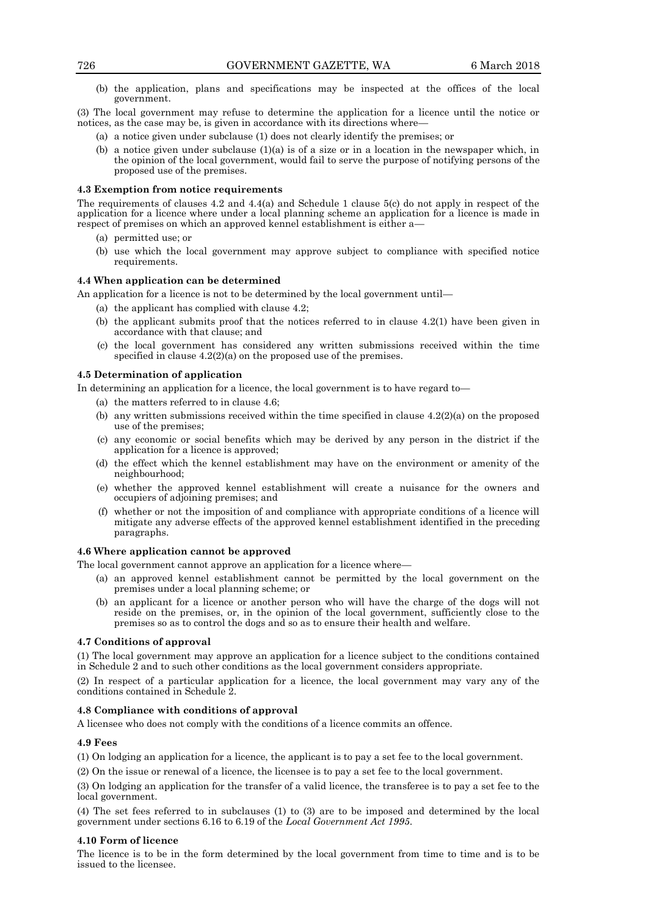(b) the application, plans and specifications may be inspected at the offices of the local government.

(3) The local government may refuse to determine the application for a licence until the notice or notices, as the case may be, is given in accordance with its directions where—

(a) a notice given under subclause (1) does not clearly identify the premises; or

(b) a notice given under subclause (1)(a) is of a size or in a location in the newspaper which, in the opinion of the local government, would fail to serve the purpose of notifying persons of the proposed use of the premises.

**4.3 Exemption from notice requirements**

The requirements of clauses 4.2 and 4.4(a) and Schedule 1 clause 5(c) do not apply in respect of the application for a licence where under a local planning scheme an application for a licence is made in respect of premises on which an approved kennel establishment is either a—

(a) permitted use; or

(b) use which the local government may approve subject to compliance with specified notice requirements.

**4.4 When application can be determined**

An application for a licence is not to be determined by the local government until—

(a) the applicant has complied with clause 4.2;

(b) the applicant submits proof that the notices referred to in clause 4.2(1) have been given in accordance with that clause; and

(c) the local government has considered any written submissions received within the time specified in clause 4.2(2)(a) on the proposed use of the premises.

**4.5 Determination of application**

In determining an application for a licence, the local government is to have regard to—

(a) the matters referred to in clause 4.6;

(b) any written submissions received within the time specified in clause 4.2(2)(a) on the proposed use of the premises;

(c) any economic or social benefits which may be derived by any person in the district if the application for a licence is approved;

(d) the effect which the kennel establishment may have on the environment or amenity of the neighbourhood;

(e) whether the approved kennel establishment will create a nuisance for the owners and occupiers of adjoining premises; and

(f) whether or not the imposition of and compliance with appropriate conditions of a licence will mitigate any adverse effects of the approved kennel establishment identified in the preceding paragraphs.

**4.6 Where application cannot be approved**

The local government cannot approve an application for a licence where—

(a) an approved kennel establishment cannot be permitted by the local government on the premises under a local planning scheme; or

(b) an applicant for a licence or another person who will have the charge of the dogs will not reside on the premises, or, in the opinion of the local government, sufficiently close to the premises so as to control the dogs and so as to ensure their health and welfare.

**4.7 Conditions of approval**

(1) The local government may approve an application for a licence subject to the conditions contained in Schedule 2 and to such other conditions as the local government considers appropriate.

(2) In respect of a particular application for a licence, the local government may vary any of the conditions contained in Schedule 2.

**4.8 Compliance with conditions of approval**

A licensee who does not comply with the conditions of a licence commits an offence.

**4.9 Fees**

(1) On lodging an application for a licence, the applicant is to pay a set fee to the local government.

(2) On the issue or renewal of a licence, the licensee is to pay a set fee to the local government.

(3) On lodging an application for the transfer of a valid licence, the transferee is to pay a set fee to the local government.

(4) The set fees referred to in subclauses (1) to (3) are to be imposed and determined by the local government under sections 6.16 to 6.19 of the *Local Government Act 1995*.

**4.10 Form of licence**

The licence is to be in the form determined by the local government from time to time and is to be issued to the licensee.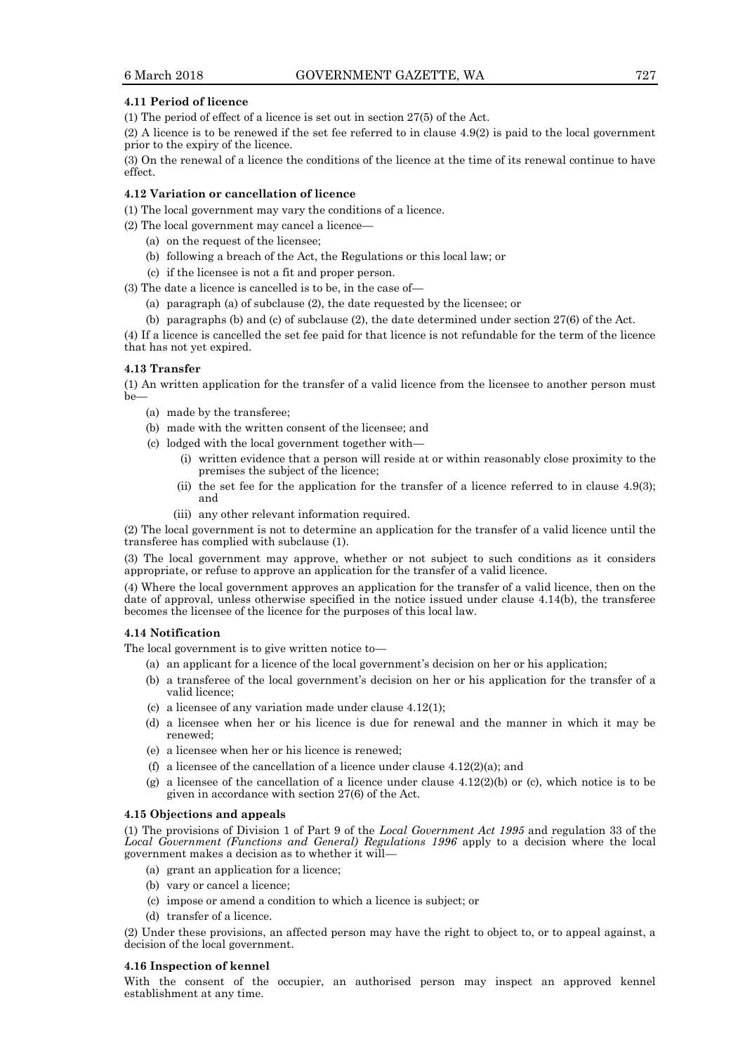### 4.11 Period of licence

(1) The period of effect of a licence is set out in section 27(5) of the Act.

(2) A licence is to be renewed if the set fee referred to in clause 4.9(2) is paid to the local government prior to the expiry of the licence.

(3) On the renewal of a licence the conditions of the licence at the time of its renewal continue to have effect.

### 4.12 Variation or cancellation of licence

(1) The local government may vary the conditions of a licence.

(2) The local government may cancel a licence—

- (a) on the request of the licensee;
- (b) following a breach of the Act, the Regulations or this local law; or
- (c) if the licensee is not a fit and proper person.

(3) The date a licence is cancelled is to be, in the case of—

- (a) paragraph (a) of subclause (2), the date requested by the licensee; or
- (b) paragraphs (b) and (c) of subclause (2), the date determined under section 27(6) of the Act.

(4) If a licence is cancelled the set fee paid for that licence is not refundable for the term of the licence that has not yet expired.

### 4.13 Transfer

(1) An written application for the transfer of a valid licence from the licensee to another person must be—

- (a) made by the transferee;
- (b) made with the written consent of the licensee; and
- (c) lodged with the local government together with—
  - (i) written evidence that a person will reside at or within reasonably close proximity to the premises the subject of the licence;
  - (ii) the set fee for the application for the transfer of a licence referred to in clause 4.9(3); and
  - (iii) any other relevant information required.

(2) The local government is not to determine an application for the transfer of a valid licence until the transferee has complied with subclause (1).

(3) The local government may approve, whether or not subject to such conditions as it considers appropriate, or refuse to approve an application for the transfer of a valid licence.

(4) Where the local government approves an application for the transfer of a valid licence, then on the date of approval, unless otherwise specified in the notice issued under clause 4.14(b), the transferee becomes the licensee of the licence for the purposes of this local law.

### 4.14 Notification

The local government is to give written notice to—

- (a) an applicant for a licence of the local government's decision on her or his application;
- (b) a transferee of the local government's decision on her or his application for the transfer of a valid licence;
- (c) a licensee of any variation made under clause 4.12(1);
- (d) a licensee when her or his licence is due for renewal and the manner in which it may be renewed;
- (e) a licensee when her or his licence is renewed;
- (f) a licensee of the cancellation of a licence under clause 4.12(2)(a); and
- (g) a licensee of the cancellation of a licence under clause 4.12(2)(b) or (c), which notice is to be given in accordance with section 27(6) of the Act.

### 4.15 Objections and appeals

(1) The provisions of Division 1 of Part 9 of the *Local Government Act 1995* and regulation 33 of the *Local Government (Functions and General) Regulations 1996* apply to a decision where the local government makes a decision as to whether it will—

- (a) grant an application for a licence;
- (b) vary or cancel a licence;
- (c) impose or amend a condition to which a licence is subject; or
- (d) transfer of a licence.

(2) Under these provisions, an affected person may have the right to object to, or to appeal against, a decision of the local government.

### 4.16 Inspection of kennel

With the consent of the occupier, an authorised person may inspect an approved kennel establishment at any time.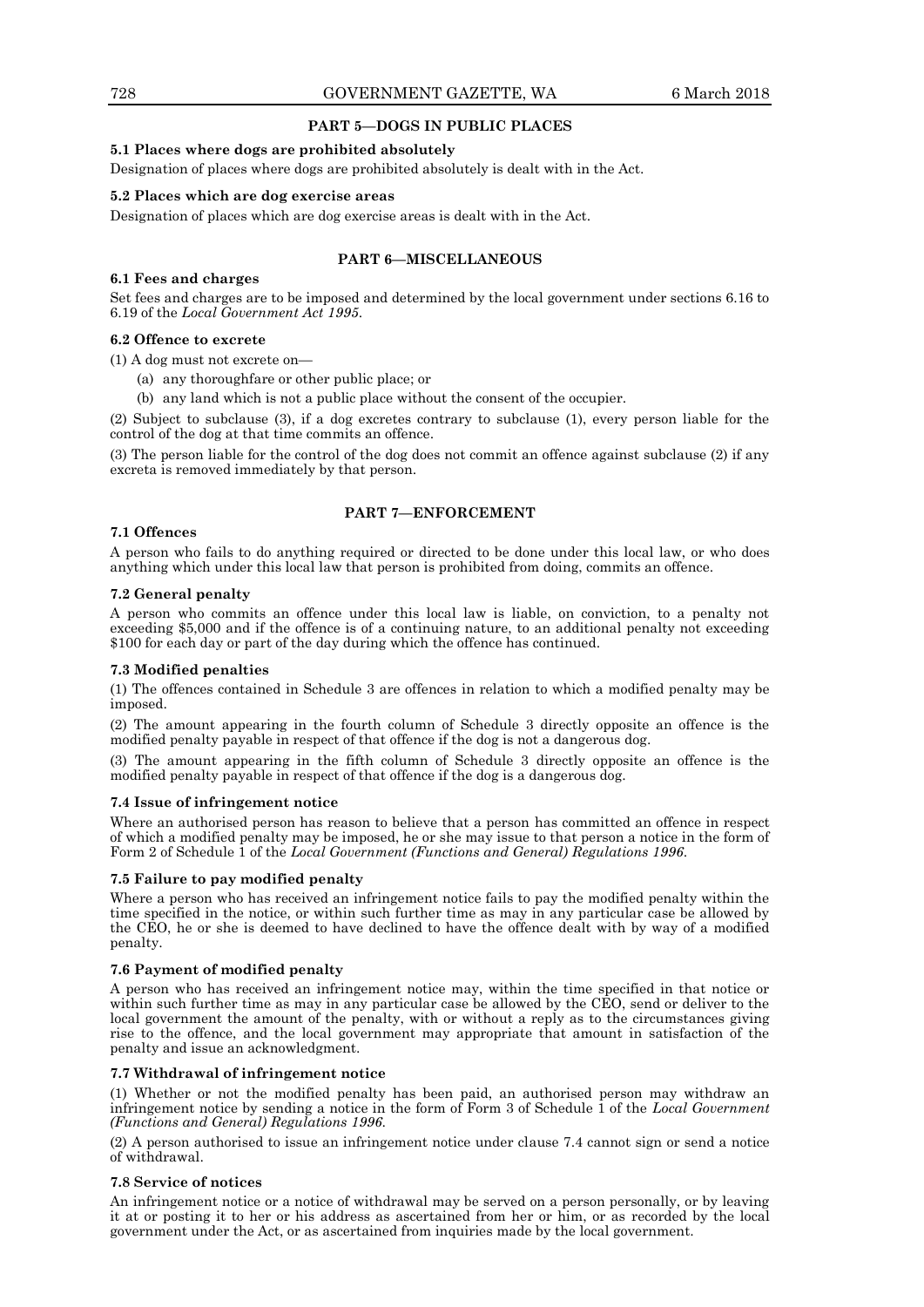## PART 5—DOGS IN PUBLIC PLACES

### 5.1 Places where dogs are prohibited absolutely

Designation of places where dogs are prohibited absolutely is dealt with in the Act.

### 5.2 Places which are dog exercise areas

Designation of places which are dog exercise areas is dealt with in the Act.

## PART 6—MISCELLANEOUS

### 6.1 Fees and charges

Set fees and charges are to be imposed and determined by the local government under sections 6.16 to 6.19 of the *Local Government Act 1995*.

### 6.2 Offence to excrete

(1) A dog must not excrete on—

- (a) any thoroughfare or other public place; or
- (b) any land which is not a public place without the consent of the occupier.

(2) Subject to subclause (3), if a dog excretes contrary to subclause (1), every person liable for the control of the dog at that time commits an offence.

(3) The person liable for the control of the dog does not commit an offence against subclause (2) if any excreta is removed immediately by that person.

## PART 7—ENFORCEMENT

### 7.1 Offences

A person who fails to do anything required or directed to be done under this local law, or who does anything which under this local law that person is prohibited from doing, commits an offence.

### 7.2 General penalty

A person who commits an offence under this local law is liable, on conviction, to a penalty not exceeding $5,000 and if the offence is of a continuing nature, to an additional penalty not exceeding $100 for each day or part of the day during which the offence has continued.

### 7.3 Modified penalties

(1) The offences contained in Schedule 3 are offences in relation to which a modified penalty may be imposed.

(2) The amount appearing in the fourth column of Schedule 3 directly opposite an offence is the modified penalty payable in respect of that offence if the dog is not a dangerous dog.

(3) The amount appearing in the fifth column of Schedule 3 directly opposite an offence is the modified penalty payable in respect of that offence if the dog is a dangerous dog.

### 7.4 Issue of infringement notice

Where an authorised person has reason to believe that a person has committed an offence in respect of which a modified penalty may be imposed, he or she may issue to that person a notice in the form of Form 2 of Schedule 1 of the *Local Government (Functions and General) Regulations 1996*.

### 7.5 Failure to pay modified penalty

Where a person who has received an infringement notice fails to pay the modified penalty within the time specified in the notice, or within such further time as may in any particular case be allowed by the CEO, he or she is deemed to have declined to have the offence dealt with by way of a modified penalty.

### 7.6 Payment of modified penalty

A person who has received an infringement notice may, within the time specified in that notice or within such further time as may in any particular case be allowed by the CEO, send or deliver to the local government the amount of the penalty, with or without a reply as to the circumstances giving rise to the offence, and the local government may appropriate that amount in satisfaction of the penalty and issue an acknowledgment.

### 7.7 Withdrawal of infringement notice

(1) Whether or not the modified penalty has been paid, an authorised person may withdraw an infringement notice by sending a notice in the form of Form 3 of Schedule 1 of the *Local Government (Functions and General) Regulations 1996*.

(2) A person authorised to issue an infringement notice under clause 7.4 cannot sign or send a notice of withdrawal.

### 7.8 Service of notices

An infringement notice or a notice of withdrawal may be served on a person personally, or by leaving it at or posting it to her or his address as ascertained from her or him, or as recorded by the local government under the Act, or as ascertained from inquiries made by the local government.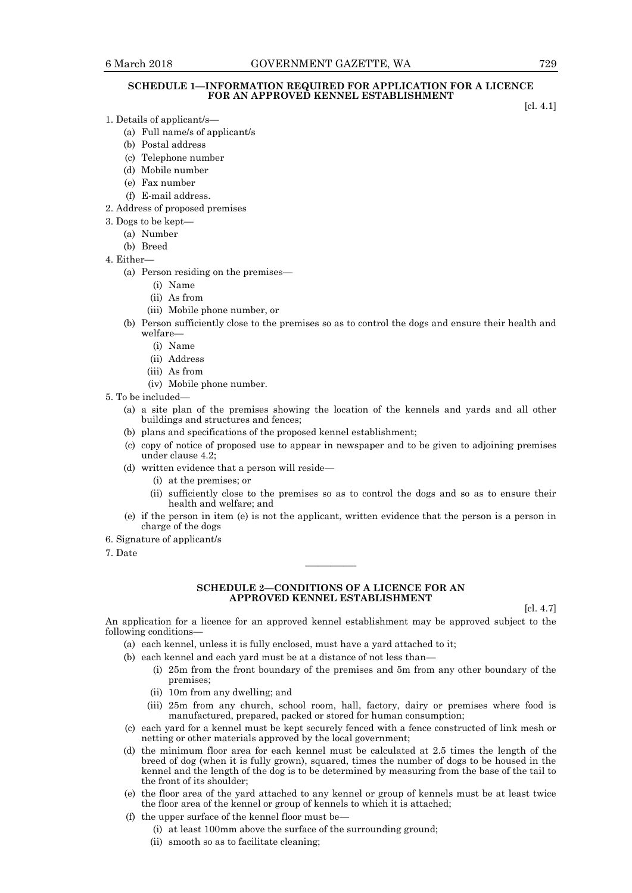## SCHEDULE 1—INFORMATION REQUIRED FOR APPLICATION FOR A LICENCE FOR AN APPROVED KENNEL ESTABLISHMENT

[cl. 4.1]

1. Details of applicant/s—
    - (a) Full name/s of applicant/s
    - (b) Postal address
    - (c) Telephone number
    - (d) Mobile number
    - (e) Fax number
    - (f) E-mail address.
2. Address of proposed premises
3. Dogs to be kept—
    - (a) Number
    - (b) Breed
4. Either—
    - (a) Person residing on the premises—
        - (i) Name
        - (ii) As from
        - (iii) Mobile phone number, or
    - (b) Person sufficiently close to the premises so as to control the dogs and ensure their health and welfare—
        - (i) Name
        - (ii) Address
        - (iii) As from
        - (iv) Mobile phone number.
5. To be included—
    - (a) a site plan of the premises showing the location of the kennels and yards and all other buildings and structures and fences;
    - (b) plans and specifications of the proposed kennel establishment;
    - (c) copy of notice of proposed use to appear in newspaper and to be given to adjoining premises under clause 4.2;
    - (d) written evidence that a person will reside—
        - (i) at the premises; or
        - (ii) sufficiently close to the premises so as to control the dogs and so as to ensure their health and welfare; and
    - (e) if the person in item (e) is not the applicant, written evidence that the person is a person in charge of the dogs
6. Signature of applicant/s
7. Date

---

## SCHEDULE 2—CONDITIONS OF A LICENCE FOR AN APPROVED KENNEL ESTABLISHMENT

[cl. 4.7]

An application for a licence for an approved kennel establishment may be approved subject to the following conditions—

- (a) each kennel, unless it is fully enclosed, must have a yard attached to it;
- (b) each kennel and each yard must be at a distance of not less than—
    - (i) 25m from the front boundary of the premises and 5m from any other boundary of the premises;
    - (ii) 10m from any dwelling; and
    - (iii) 25m from any church, school room, hall, factory, dairy or premises where food is manufactured, prepared, packed or stored for human consumption;
- (c) each yard for a kennel must be kept securely fenced with a fence constructed of link mesh or netting or other materials approved by the local government;
- (d) the minimum floor area for each kennel must be calculated at 2.5 times the length of the breed of dog (when it is fully grown), squared, times the number of dogs to be housed in the kennel and the length of the dog is to be determined by measuring from the base of the tail to the front of its shoulder;
- (e) the floor area of the yard attached to any kennel or group of kennels must be at least twice the floor area of the kennel or group of kennels to which it is attached;
- (f) the upper surface of the kennel floor must be—
    - (i) at least 100mm above the surface of the surrounding ground;
    - (ii) smooth so as to facilitate cleaning;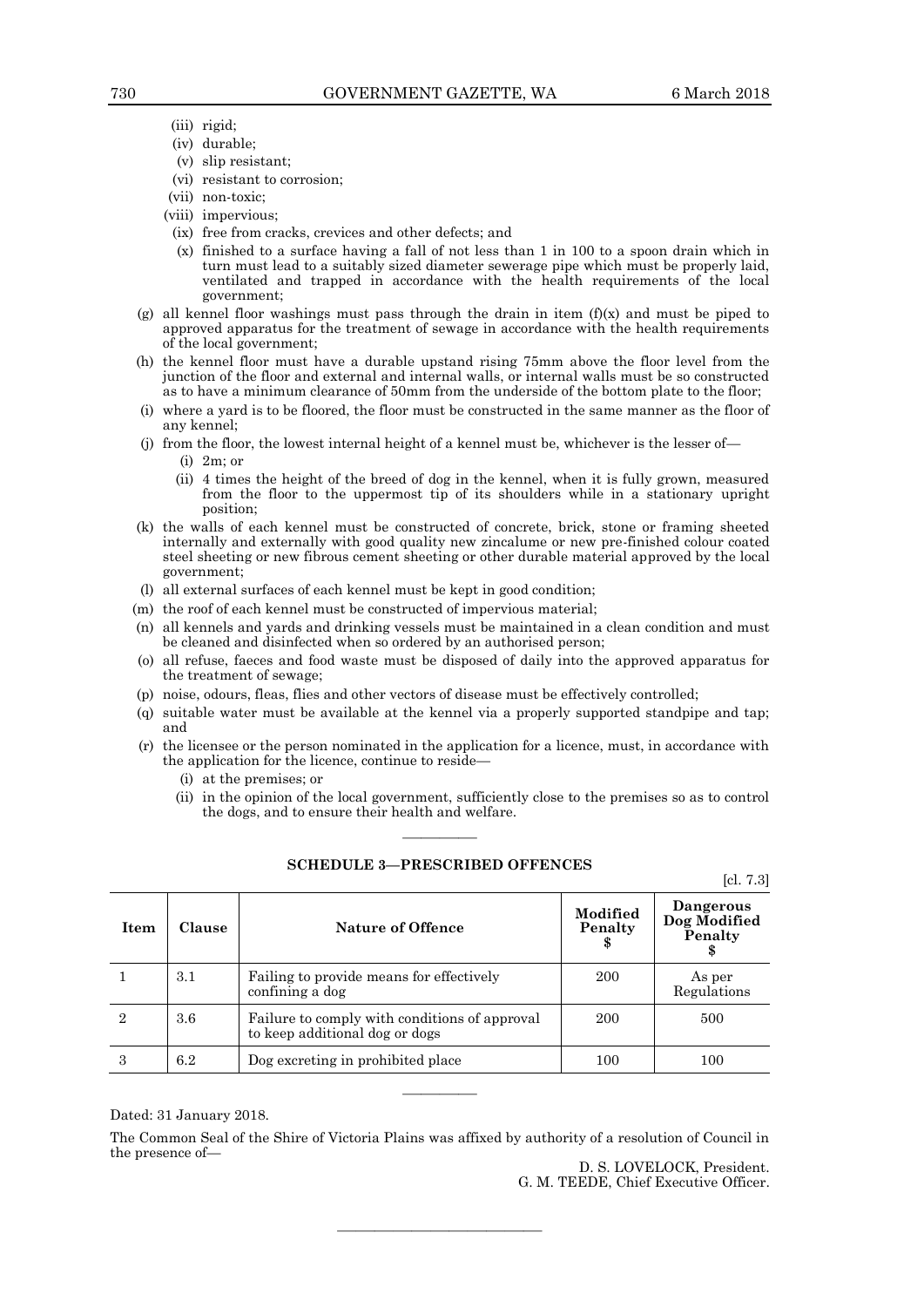(iii) rigid;

(iv) durable;

(v) slip resistant;

(vi) resistant to corrosion;

(vii) non-toxic;

(viii) impervious;

(ix) free from cracks, crevices and other defects; and

(x) finished to a surface having a fall of not less than 1 in 100 to a spoon drain which in turn must lead to a suitably sized diameter sewerage pipe which must be properly laid, ventilated and trapped in accordance with the health requirements of the local government;

(g) all kennel floor washings must pass through the drain in item (f)(x) and must be piped to approved apparatus for the treatment of sewage in accordance with the health requirements of the local government;

(h) the kennel floor must have a durable upstand rising 75mm above the floor level from the junction of the floor and external and internal walls, or internal walls must be so constructed as to have a minimum clearance of 50mm from the underside of the bottom plate to the floor;

(i) where a yard is to be floored, the floor must be constructed in the same manner as the floor of any kennel;

(j) from the floor, the lowest internal height of a kennel must be, whichever is the lesser of—

(i) 2m; or

(ii) 4 times the height of the breed of dog in the kennel, when it is fully grown, measured from the floor to the uppermost tip of its shoulders while in a stationary upright position;

(k) the walls of each kennel must be constructed of concrete, brick, stone or framing sheeted internally and externally with good quality new zincalume or new pre-finished colour coated steel sheeting or new fibrous cement sheeting or other durable material approved by the local government;

(l) all external surfaces of each kennel must be kept in good condition;

(m) the roof of each kennel must be constructed of impervious material;

(n) all kennels and yards and drinking vessels must be maintained in a clean condition and must be cleaned and disinfected when so ordered by an authorised person;

(o) all refuse, faeces and food waste must be disposed of daily into the approved apparatus for the treatment of sewage;

(p) noise, odours, fleas, flies and other vectors of disease must be effectively controlled;

(q) suitable water must be available at the kennel via a properly supported standpipe and tap; and

(r) the licensee or the person nominated in the application for a licence, must, in accordance with the application for the licence, continue to reside—

(i) at the premises; or

(ii) in the opinion of the local government, sufficiently close to the premises so as to control the dogs, and to ensure their health and welfare.

———————

## SCHEDULE 3—PRESCRIBED OFFENCES

[cl. 7.3]

| Item | Clause | Nature of Offence | Modified Penalty $ | Dangerous Dog Modified Penalty $ |
|---|---|---|---|---|
| 1 | 3.1 | Failing to provide means for effectively confining a dog | 200 | As per Regulations |
| 2 | 3.6 | Failure to comply with conditions of approval to keep additional dog or dogs | 200 | 500 |
| 3 | 6.2 | Dog excreting in prohibited place | 100 | 100 |

———————

Dated: 31 January 2018.

The Common Seal of the Shire of Victoria Plains was affixed by authority of a resolution of Council in the presence of—

D. S. LOVELOCK, President.
G. M. TEEDE, Chief Executive Officer.

———————————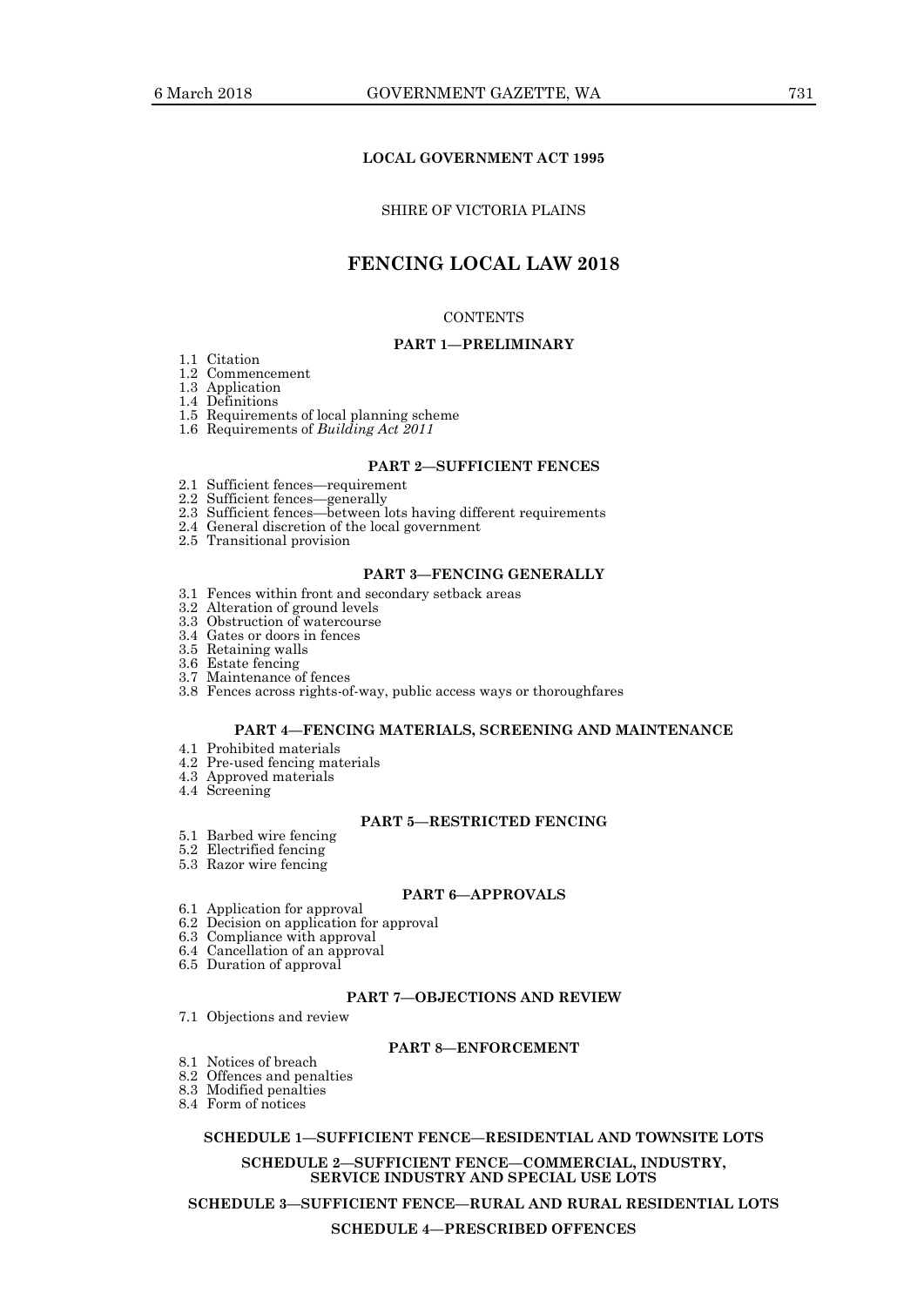**LOCAL GOVERNMENT ACT 1995**

SHIRE OF VICTORIA PLAINS

# FENCING LOCAL LAW 2018

CONTENTS

**PART 1—PRELIMINARY**

1.1 Citation
1.2 Commencement
1.3 Application
1.4 Definitions
1.5 Requirements of local planning scheme
1.6 Requirements of *Building Act 2011*

**PART 2—SUFFICIENT FENCES**

2.1 Sufficient fences—requirement
2.2 Sufficient fences—generally
2.3 Sufficient fences—between lots having different requirements
2.4 General discretion of the local government
2.5 Transitional provision

**PART 3—FENCING GENERALLY**

3.1 Fences within front and secondary setback areas
3.2 Alteration of ground levels
3.3 Obstruction of watercourse
3.4 Gates or doors in fences
3.5 Retaining walls
3.6 Estate fencing
3.7 Maintenance of fences
3.8 Fences across rights-of-way, public access ways or thoroughfares

**PART 4—FENCING MATERIALS, SCREENING AND MAINTENANCE**

4.1 Prohibited materials
4.2 Pre-used fencing materials
4.3 Approved materials
4.4 Screening

**PART 5—RESTRICTED FENCING**

5.1 Barbed wire fencing
5.2 Electrified fencing
5.3 Razor wire fencing

**PART 6—APPROVALS**

6.1 Application for approval
6.2 Decision on application for approval
6.3 Compliance with approval
6.4 Cancellation of an approval
6.5 Duration of approval

**PART 7—OBJECTIONS AND REVIEW**

7.1 Objections and review

**PART 8—ENFORCEMENT**

8.1 Notices of breach
8.2 Offences and penalties
8.3 Modified penalties
8.4 Form of notices

**SCHEDULE 1—SUFFICIENT FENCE—RESIDENTIAL AND TOWNSITE LOTS**

**SCHEDULE 2—SUFFICIENT FENCE—COMMERCIAL, INDUSTRY, SERVICE INDUSTRY AND SPECIAL USE LOTS**

**SCHEDULE 3—SUFFICIENT FENCE—RURAL AND RURAL RESIDENTIAL LOTS**

**SCHEDULE 4—PRESCRIBED OFFENCES**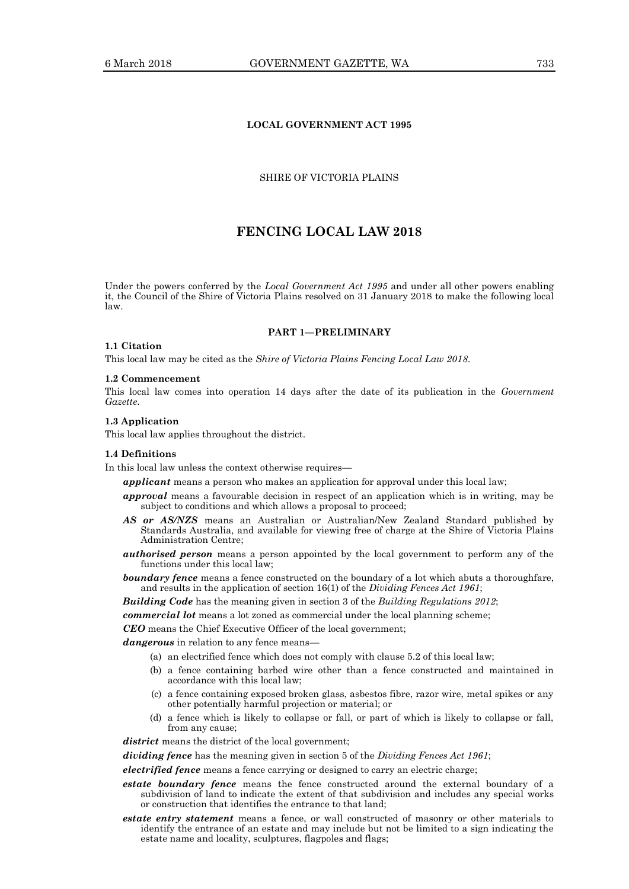**LOCAL GOVERNMENT ACT 1995**

SHIRE OF VICTORIA PLAINS

# FENCING LOCAL LAW 2018

Under the powers conferred by the *Local Government Act 1995* and under all other powers enabling it, the Council of the Shire of Victoria Plains resolved on 31 January 2018 to make the following local law.

## PART 1—PRELIMINARY

**1.1 Citation**

This local law may be cited as the *Shire of Victoria Plains Fencing Local Law 2018*.

**1.2 Commencement**

This local law comes into operation 14 days after the date of its publication in the *Government Gazette*.

**1.3 Application**

This local law applies throughout the district.

**1.4 Definitions**

In this local law unless the context otherwise requires—

***applicant*** means a person who makes an application for approval under this local law;

***approval*** means a favourable decision in respect of an application which is in writing, may be subject to conditions and which allows a proposal to proceed;

***AS or AS/NZS*** means an Australian or Australian/New Zealand Standard published by Standards Australia, and available for viewing free of charge at the Shire of Victoria Plains Administration Centre;

***authorised person*** means a person appointed by the local government to perform any of the functions under this local law;

***boundary fence*** means a fence constructed on the boundary of a lot which abuts a thoroughfare, and results in the application of section 16(1) of the *Dividing Fences Act 1961*;

***Building Code*** has the meaning given in section 3 of the *Building Regulations 2012*;

***commercial lot*** means a lot zoned as commercial under the local planning scheme;

***CEO*** means the Chief Executive Officer of the local government;

***dangerous*** in relation to any fence means—

(a) an electrified fence which does not comply with clause 5.2 of this local law;

(b) a fence containing barbed wire other than a fence constructed and maintained in accordance with this local law;

(c) a fence containing exposed broken glass, asbestos fibre, razor wire, metal spikes or any other potentially harmful projection or material; or

(d) a fence which is likely to collapse or fall, or part of which is likely to collapse or fall, from any cause;

***district*** means the district of the local government;

***dividing fence*** has the meaning given in section 5 of the *Dividing Fences Act 1961*;

***electrified fence*** means a fence carrying or designed to carry an electric charge;

***estate boundary fence*** means the fence constructed around the external boundary of a subdivision of land to indicate the extent of that subdivision and includes any special works or construction that identifies the entrance to that land;

***estate entry statement*** means a fence, or wall constructed of masonry or other materials to identify the entrance of an estate and may include but not be limited to a sign indicating the estate name and locality, sculptures, flagpoles and flags;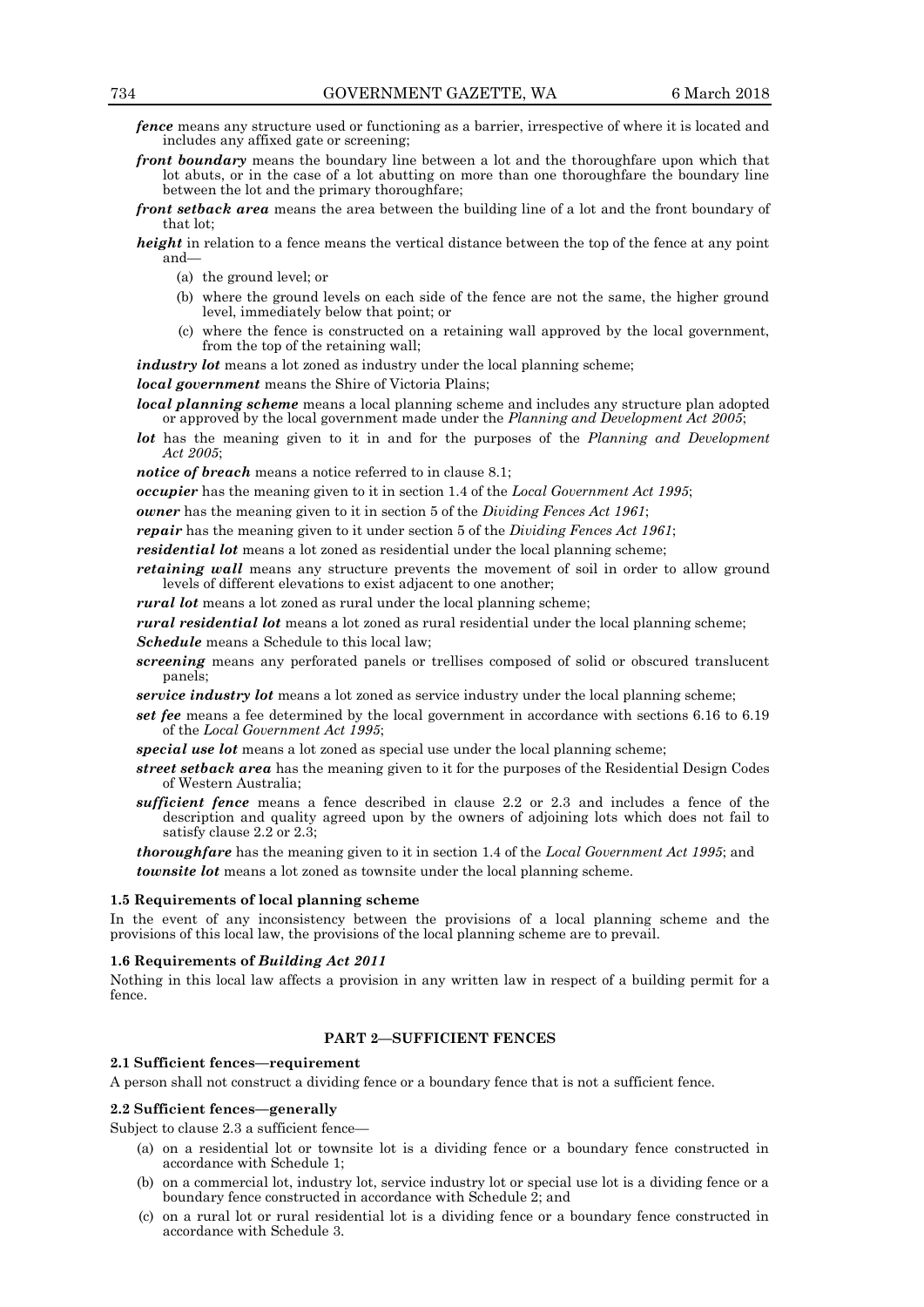***fence*** means any structure used or functioning as a barrier, irrespective of where it is located and includes any affixed gate or screening;

***front boundary*** means the boundary line between a lot and the thoroughfare upon which that lot abuts, or in the case of a lot abutting on more than one thoroughfare the boundary line between the lot and the primary thoroughfare;

***front setback area*** means the area between the building line of a lot and the front boundary of that lot;

***height*** in relation to a fence means the vertical distance between the top of the fence at any point and—

- (a) the ground level; or
- (b) where the ground levels on each side of the fence are not the same, the higher ground level, immediately below that point; or
- (c) where the fence is constructed on a retaining wall approved by the local government, from the top of the retaining wall;

***industry lot*** means a lot zoned as industry under the local planning scheme;

***local government*** means the Shire of Victoria Plains;

***local planning scheme*** means a local planning scheme and includes any structure plan adopted or approved by the local government made under the *Planning and Development Act 2005*;

***lot*** has the meaning given to it in and for the purposes of the *Planning and Development Act 2005*;

***notice of breach*** means a notice referred to in clause 8.1;

***occupier*** has the meaning given to it in section 1.4 of the *Local Government Act 1995*;

***owner*** has the meaning given to it in section 5 of the *Dividing Fences Act 1961*;

***repair*** has the meaning given to it under section 5 of the *Dividing Fences Act 1961*;

***residential lot*** means a lot zoned as residential under the local planning scheme;

***retaining wall*** means any structure prevents the movement of soil in order to allow ground levels of different elevations to exist adjacent to one another;

***rural lot*** means a lot zoned as rural under the local planning scheme;

***rural residential lot*** means a lot zoned as rural residential under the local planning scheme;

***Schedule*** means a Schedule to this local law;

***screening*** means any perforated panels or trellises composed of solid or obscured translucent panels;

***service industry lot*** means a lot zoned as service industry under the local planning scheme;

***set fee*** means a fee determined by the local government in accordance with sections 6.16 to 6.19 of the *Local Government Act 1995*;

***special use lot*** means a lot zoned as special use under the local planning scheme;

***street setback area*** has the meaning given to it for the purposes of the Residential Design Codes of Western Australia;

***sufficient fence*** means a fence described in clause 2.2 or 2.3 and includes a fence of the description and quality agreed upon by the owners of adjoining lots which does not fail to satisfy clause 2.2 or 2.3;

***thoroughfare*** has the meaning given to it in section 1.4 of the *Local Government Act 1995*; and

***townsite lot*** means a lot zoned as townsite under the local planning scheme.

#### 1.5 Requirements of local planning scheme

In the event of any inconsistency between the provisions of a local planning scheme and the provisions of this local law, the provisions of the local planning scheme are to prevail.

#### 1.6 Requirements of *Building Act 2011*

Nothing in this local law affects a provision in any written law in respect of a building permit for a fence.

### PART 2—SUFFICIENT FENCES

#### 2.1 Sufficient fences—requirement

A person shall not construct a dividing fence or a boundary fence that is not a sufficient fence.

#### 2.2 Sufficient fences—generally

Subject to clause 2.3 a sufficient fence—

- (a) on a residential lot or townsite lot is a dividing fence or a boundary fence constructed in accordance with Schedule 1;
- (b) on a commercial lot, industry lot, service industry lot or special use lot is a dividing fence or a boundary fence constructed in accordance with Schedule 2; and
- (c) on a rural lot or rural residential lot is a dividing fence or a boundary fence constructed in accordance with Schedule 3.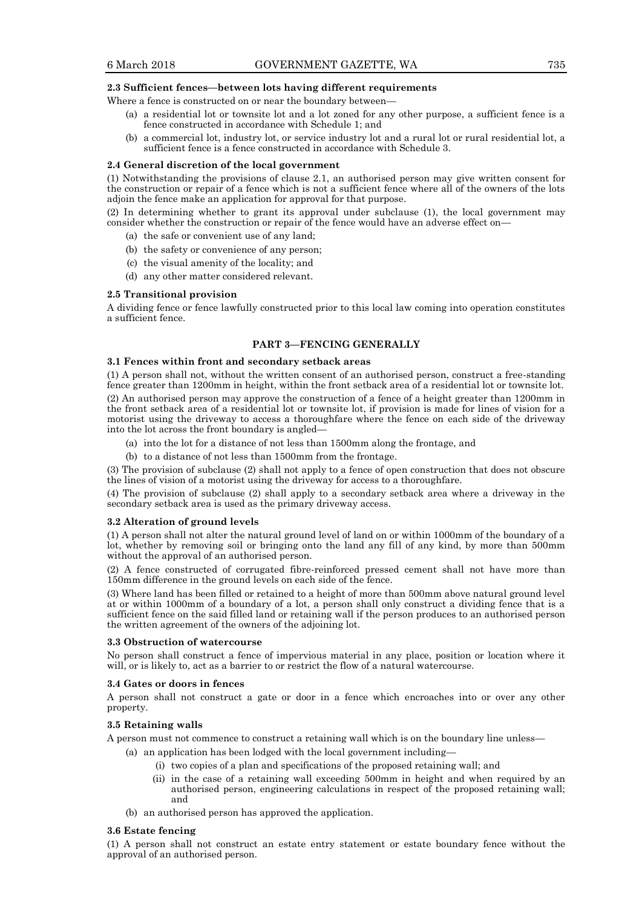**2.3 Sufficient fences—between lots having different requirements**

Where a fence is constructed on or near the boundary between—

(a) a residential lot or townsite lot and a lot zoned for any other purpose, a sufficient fence is a fence constructed in accordance with Schedule 1; and

(b) a commercial lot, industry lot, or service industry lot and a rural lot or rural residential lot, a sufficient fence is a fence constructed in accordance with Schedule 3.

**2.4 General discretion of the local government**

(1) Notwithstanding the provisions of clause 2.1, an authorised person may give written consent for the construction or repair of a fence which is not a sufficient fence where all of the owners of the lots adjoin the fence make an application for approval for that purpose.

(2) In determining whether to grant its approval under subclause (1), the local government may consider whether the construction or repair of the fence would have an adverse effect on—

(a) the safe or convenient use of any land;

(b) the safety or convenience of any person;

(c) the visual amenity of the locality; and

(d) any other matter considered relevant.

**2.5 Transitional provision**

A dividing fence or fence lawfully constructed prior to this local law coming into operation constitutes a sufficient fence.

## PART 3—FENCING GENERALLY

**3.1 Fences within front and secondary setback areas**

(1) A person shall not, without the written consent of an authorised person, construct a free-standing fence greater than 1200mm in height, within the front setback area of a residential lot or townsite lot.

(2) An authorised person may approve the construction of a fence of a height greater than 1200mm in the front setback area of a residential lot or townsite lot, if provision is made for lines of vision for a motorist using the driveway to access a thoroughfare where the fence on each side of the driveway into the lot across the front boundary is angled—

(a) into the lot for a distance of not less than 1500mm along the frontage, and

(b) to a distance of not less than 1500mm from the frontage.

(3) The provision of subclause (2) shall not apply to a fence of open construction that does not obscure the lines of vision of a motorist using the driveway for access to a thoroughfare.

(4) The provision of subclause (2) shall apply to a secondary setback area where a driveway in the secondary setback area is used as the primary driveway access.

**3.2 Alteration of ground levels**

(1) A person shall not alter the natural ground level of land on or within 1000mm of the boundary of a lot, whether by removing soil or bringing onto the land any fill of any kind, by more than 500mm without the approval of an authorised person.

(2) A fence constructed of corrugated fibre-reinforced pressed cement shall not have more than 150mm difference in the ground levels on each side of the fence.

(3) Where land has been filled or retained to a height of more than 500mm above natural ground level at or within 1000mm of a boundary of a lot, a person shall only construct a dividing fence that is a sufficient fence on the said filled land or retaining wall if the person produces to an authorised person the written agreement of the owners of the adjoining lot.

**3.3 Obstruction of watercourse**

No person shall construct a fence of impervious material in any place, position or location where it will, or is likely to, act as a barrier to or restrict the flow of a natural watercourse.

**3.4 Gates or doors in fences**

A person shall not construct a gate or door in a fence which encroaches into or over any other property.

**3.5 Retaining walls**

A person must not commence to construct a retaining wall which is on the boundary line unless—

(a) an application has been lodged with the local government including—

(i) two copies of a plan and specifications of the proposed retaining wall; and

(ii) in the case of a retaining wall exceeding 500mm in height and when required by an authorised person, engineering calculations in respect of the proposed retaining wall; and

(b) an authorised person has approved the application.

**3.6 Estate fencing**

(1) A person shall not construct an estate entry statement or estate boundary fence without the approval of an authorised person.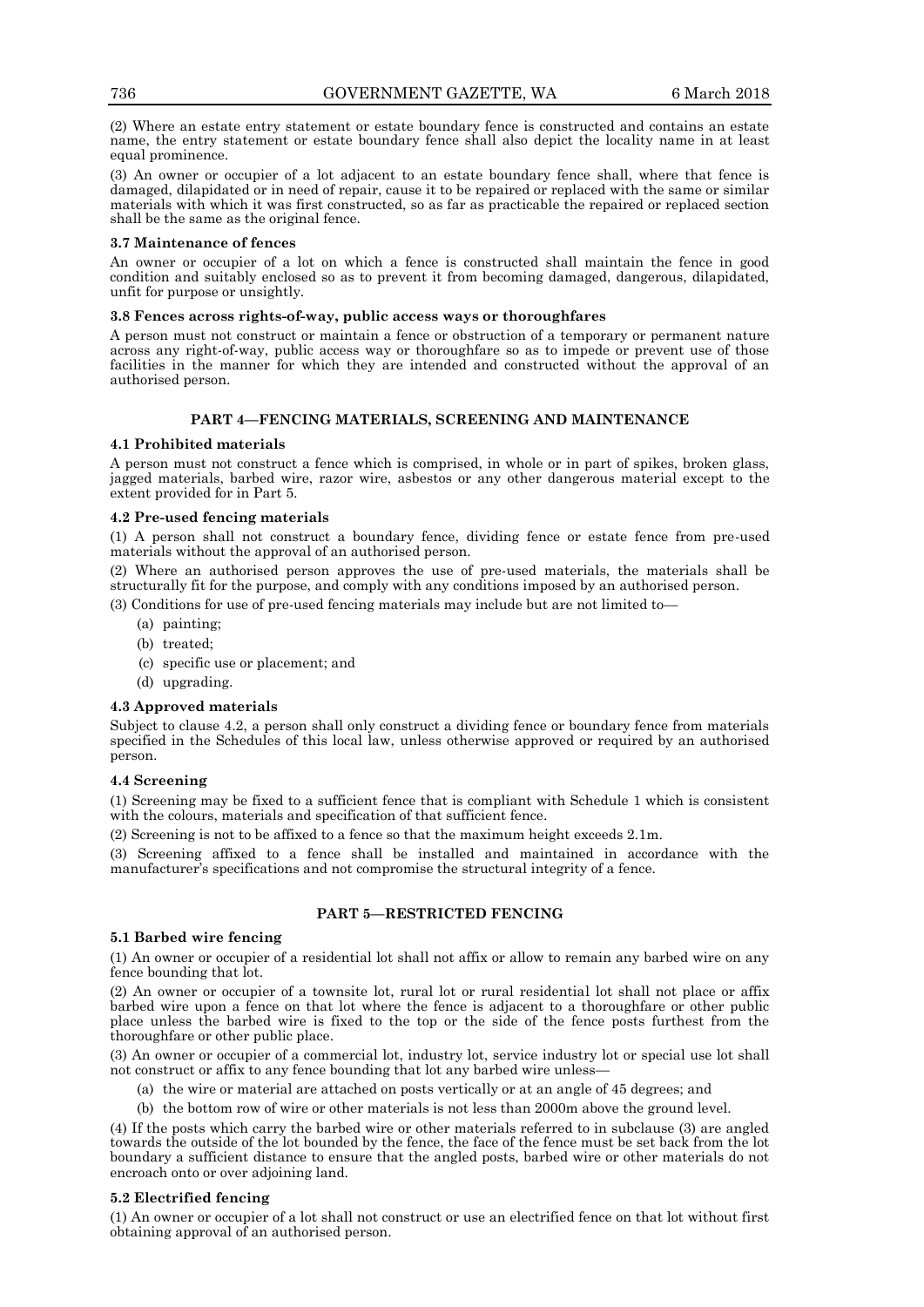(2) Where an estate entry statement or estate boundary fence is constructed and contains an estate name, the entry statement or estate boundary fence shall also depict the locality name in at least equal prominence.

(3) An owner or occupier of a lot adjacent to an estate boundary fence shall, where that fence is damaged, dilapidated or in need of repair, cause it to be repaired or replaced with the same or similar materials with which it was first constructed, so as far as practicable the repaired or replaced section shall be the same as the original fence.

**3.7 Maintenance of fences**

An owner or occupier of a lot on which a fence is constructed shall maintain the fence in good condition and suitably enclosed so as to prevent it from becoming damaged, dangerous, dilapidated, unfit for purpose or unsightly.

**3.8 Fences across rights-of-way, public access ways or thoroughfares**

A person must not construct or maintain a fence or obstruction of a temporary or permanent nature across any right-of-way, public access way or thoroughfare so as to impede or prevent use of those facilities in the manner for which they are intended and constructed without the approval of an authorised person.

## PART 4—FENCING MATERIALS, SCREENING AND MAINTENANCE

**4.1 Prohibited materials**

A person must not construct a fence which is comprised, in whole or in part of spikes, broken glass, jagged materials, barbed wire, razor wire, asbestos or any other dangerous material except to the extent provided for in Part 5.

**4.2 Pre-used fencing materials**

(1) A person shall not construct a boundary fence, dividing fence or estate fence from pre-used materials without the approval of an authorised person.

(2) Where an authorised person approves the use of pre-used materials, the materials shall be structurally fit for the purpose, and comply with any conditions imposed by an authorised person.

(3) Conditions for use of pre-used fencing materials may include but are not limited to—

- (a) painting;
- (b) treated;
- (c) specific use or placement; and
- (d) upgrading.

**4.3 Approved materials**

Subject to clause 4.2, a person shall only construct a dividing fence or boundary fence from materials specified in the Schedules of this local law, unless otherwise approved or required by an authorised person.

**4.4 Screening**

(1) Screening may be fixed to a sufficient fence that is compliant with Schedule 1 which is consistent with the colours, materials and specification of that sufficient fence.

(2) Screening is not to be affixed to a fence so that the maximum height exceeds 2.1m.

(3) Screening affixed to a fence shall be installed and maintained in accordance with the manufacturer's specifications and not compromise the structural integrity of a fence.

## PART 5—RESTRICTED FENCING

**5.1 Barbed wire fencing**

(1) An owner or occupier of a residential lot shall not affix or allow to remain any barbed wire on any fence bounding that lot.

(2) An owner or occupier of a townsite lot, rural lot or rural residential lot shall not place or affix barbed wire upon a fence on that lot where the fence is adjacent to a thoroughfare or other public place unless the barbed wire is fixed to the top or the side of the fence posts furthest from the thoroughfare or other public place.

(3) An owner or occupier of a commercial lot, industry lot, service industry lot or special use lot shall not construct or affix to any fence bounding that lot any barbed wire unless—

- (a) the wire or material are attached on posts vertically or at an angle of 45 degrees; and
- (b) the bottom row of wire or other materials is not less than 2000m above the ground level.

(4) If the posts which carry the barbed wire or other materials referred to in subclause (3) are angled towards the outside of the lot bounded by the fence, the face of the fence must be set back from the lot boundary a sufficient distance to ensure that the angled posts, barbed wire or other materials do not encroach onto or over adjoining land.

**5.2 Electrified fencing**

(1) An owner or occupier of a lot shall not construct or use an electrified fence on that lot without first obtaining approval of an authorised person.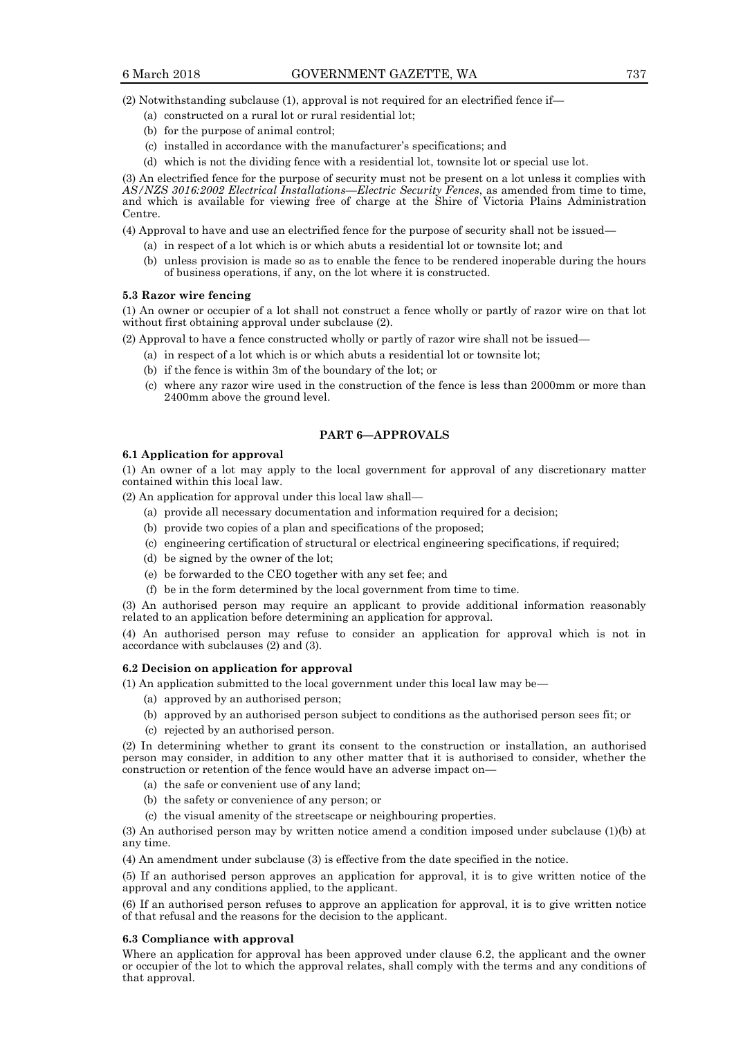(2) Notwithstanding subclause (1), approval is not required for an electrified fence if—

(a) constructed on a rural lot or rural residential lot;

(b) for the purpose of animal control;

(c) installed in accordance with the manufacturer's specifications; and

(d) which is not the dividing fence with a residential lot, townsite lot or special use lot.

(3) An electrified fence for the purpose of security must not be present on a lot unless it complies with *AS/NZS 3016:2002 Electrical Installations—Electric Security Fences*, as amended from time to time, and which is available for viewing free of charge at the Shire of Victoria Plains Administration Centre.

(4) Approval to have and use an electrified fence for the purpose of security shall not be issued—

(a) in respect of a lot which is or which abuts a residential lot or townsite lot; and

(b) unless provision is made so as to enable the fence to be rendered inoperable during the hours of business operations, if any, on the lot where it is constructed.

**5.3 Razor wire fencing**

(1) An owner or occupier of a lot shall not construct a fence wholly or partly of razor wire on that lot without first obtaining approval under subclause (2).

(2) Approval to have a fence constructed wholly or partly of razor wire shall not be issued—

(a) in respect of a lot which is or which abuts a residential lot or townsite lot;

(b) if the fence is within 3m of the boundary of the lot; or

(c) where any razor wire used in the construction of the fence is less than 2000mm or more than 2400mm above the ground level.

## PART 6—APPROVALS

**6.1 Application for approval**

(1) An owner of a lot may apply to the local government for approval of any discretionary matter contained within this local law.

(2) An application for approval under this local law shall—

(a) provide all necessary documentation and information required for a decision;

(b) provide two copies of a plan and specifications of the proposed;

(c) engineering certification of structural or electrical engineering specifications, if required;

(d) be signed by the owner of the lot;

(e) be forwarded to the CEO together with any set fee; and

(f) be in the form determined by the local government from time to time.

(3) An authorised person may require an applicant to provide additional information reasonably related to an application before determining an application for approval.

(4) An authorised person may refuse to consider an application for approval which is not in accordance with subclauses (2) and (3).

**6.2 Decision on application for approval**

(1) An application submitted to the local government under this local law may be—

(a) approved by an authorised person;

(b) approved by an authorised person subject to conditions as the authorised person sees fit; or

(c) rejected by an authorised person.

(2) In determining whether to grant its consent to the construction or installation, an authorised person may consider, in addition to any other matter that it is authorised to consider, whether the construction or retention of the fence would have an adverse impact on—

(a) the safe or convenient use of any land;

(b) the safety or convenience of any person; or

(c) the visual amenity of the streetscape or neighbouring properties.

(3) An authorised person may by written notice amend a condition imposed under subclause (1)(b) at any time.

(4) An amendment under subclause (3) is effective from the date specified in the notice.

(5) If an authorised person approves an application for approval, it is to give written notice of the approval and any conditions applied, to the applicant.

(6) If an authorised person refuses to approve an application for approval, it is to give written notice of that refusal and the reasons for the decision to the applicant.

**6.3 Compliance with approval**

Where an application for approval has been approved under clause 6.2, the applicant and the owner or occupier of the lot to which the approval relates, shall comply with the terms and any conditions of that approval.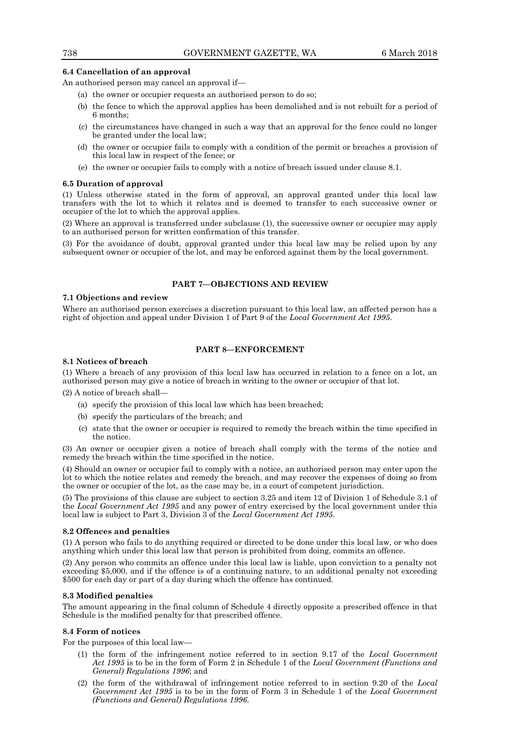### 6.4 Cancellation of an approval

An authorised person may cancel an approval if—

(a) the owner or occupier requests an authorised person to do so;

(b) the fence to which the approval applies has been demolished and is not rebuilt for a period of 6 months;

(c) the circumstances have changed in such a way that an approval for the fence could no longer be granted under the local law;

(d) the owner or occupier fails to comply with a condition of the permit or breaches a provision of this local law in respect of the fence; or

(e) the owner or occupier fails to comply with a notice of breach issued under clause 8.1.

### 6.5 Duration of approval

(1) Unless otherwise stated in the form of approval, an approval granted under this local law transfers with the lot to which it relates and is deemed to transfer to each successive owner or occupier of the lot to which the approval applies.

(2) Where an approval is transferred under subclause (1), the successive owner or occupier may apply to an authorised person for written confirmation of this transfer.

(3) For the avoidance of doubt, approval granted under this local law may be relied upon by any subsequent owner or occupier of the lot, and may be enforced against them by the local government.

## PART 7—OBJECTIONS AND REVIEW

### 7.1 Objections and review

Where an authorised person exercises a discretion pursuant to this local law, an affected person has a right of objection and appeal under Division 1 of Part 9 of the *Local Government Act 1995*.

## PART 8—ENFORCEMENT

### 8.1 Notices of breach

(1) Where a breach of any provision of this local law has occurred in relation to a fence on a lot, an authorised person may give a notice of breach in writing to the owner or occupier of that lot.

(2) A notice of breach shall—

(a) specify the provision of this local law which has been breached;

(b) specify the particulars of the breach; and

(c) state that the owner or occupier is required to remedy the breach within the time specified in the notice.

(3) An owner or occupier given a notice of breach shall comply with the terms of the notice and remedy the breach within the time specified in the notice.

(4) Should an owner or occupier fail to comply with a notice, an authorised person may enter upon the lot to which the notice relates and remedy the breach, and may recover the expenses of doing so from the owner or occupier of the lot, as the case may be, in a court of competent jurisdiction.

(5) The provisions of this clause are subject to section 3.25 and item 12 of Division 1 of Schedule 3.1 of the *Local Government Act 1995* and any power of entry exercised by the local government under this local law is subject to Part 3, Division 3 of the *Local Government Act 1995*.

### 8.2 Offences and penalties

(1) A person who fails to do anything required or directed to be done under this local law, or who does anything which under this local law that person is prohibited from doing, commits an offence.

(2) Any person who commits an offence under this local law is liable, upon conviction to a penalty not exceeding $5,000, and if the offence is of a continuing nature, to an additional penalty not exceeding $500 for each day or part of a day during which the offence has continued.

### 8.3 Modified penalties

The amount appearing in the final column of Schedule 4 directly opposite a prescribed offence in that Schedule is the modified penalty for that prescribed offence.

### 8.4 Form of notices

For the purposes of this local law—

(1) the form of the infringement notice referred to in section 9.17 of the *Local Government Act 1995* is to be in the form of Form 2 in Schedule 1 of the *Local Government (Functions and General) Regulations 1996*; and

(2) the form of the withdrawal of infringement notice referred to in section 9.20 of the *Local Government Act 1995* is to be in the form of Form 3 in Schedule 1 of the *Local Government (Functions and General) Regulations 1996*.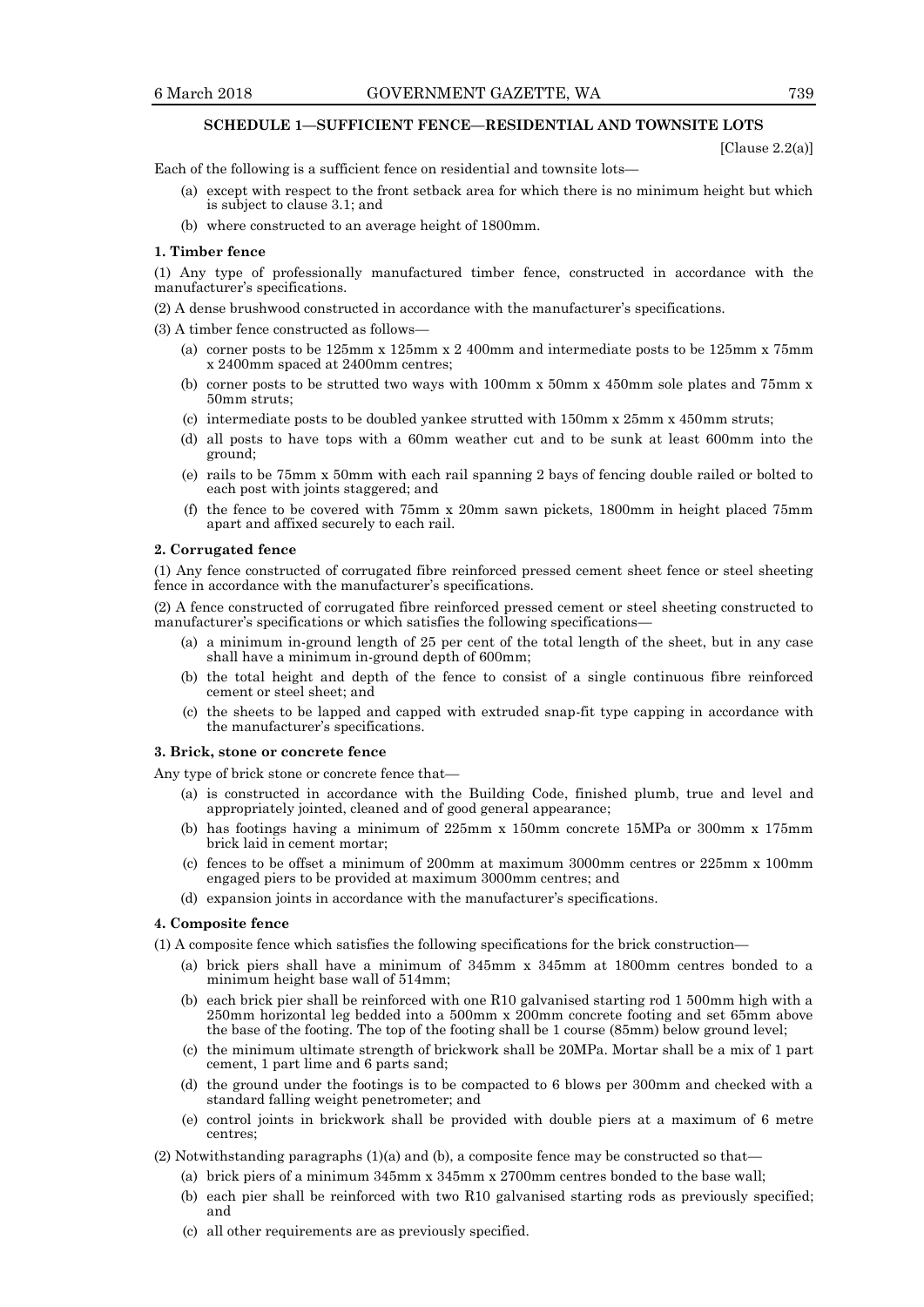## SCHEDULE 1—SUFFICIENT FENCE—RESIDENTIAL AND TOWNSITE LOTS

[Clause 2.2(a)]

Each of the following is a sufficient fence on residential and townsite lots—

(a) except with respect to the front setback area for which there is no minimum height but which is subject to clause 3.1; and

(b) where constructed to an average height of 1800mm.

### 1. Timber fence

(1) Any type of professionally manufactured timber fence, constructed in accordance with the manufacturer's specifications.

(2) A dense brushwood constructed in accordance with the manufacturer's specifications.

(3) A timber fence constructed as follows—

(a) corner posts to be 125mm x 125mm x 2 400mm and intermediate posts to be 125mm x 75mm x 2400mm spaced at 2400mm centres;

(b) corner posts to be strutted two ways with 100mm x 50mm x 450mm sole plates and 75mm x 50mm struts;

(c) intermediate posts to be doubled yankee strutted with 150mm x 25mm x 450mm struts;

(d) all posts to have tops with a 60mm weather cut and to be sunk at least 600mm into the ground;

(e) rails to be 75mm x 50mm with each rail spanning 2 bays of fencing double railed or bolted to each post with joints staggered; and

(f) the fence to be covered with 75mm x 20mm sawn pickets, 1800mm in height placed 75mm apart and affixed securely to each rail.

### 2. Corrugated fence

(1) Any fence constructed of corrugated fibre reinforced pressed cement sheet fence or steel sheeting fence in accordance with the manufacturer's specifications.

(2) A fence constructed of corrugated fibre reinforced pressed cement or steel sheeting constructed to manufacturer's specifications or which satisfies the following specifications—

(a) a minimum in-ground length of 25 per cent of the total length of the sheet, but in any case shall have a minimum in-ground depth of 600mm;

(b) the total height and depth of the fence to consist of a single continuous fibre reinforced cement or steel sheet; and

(c) the sheets to be lapped and capped with extruded snap-fit type capping in accordance with the manufacturer's specifications.

### 3. Brick, stone or concrete fence

Any type of brick stone or concrete fence that—

(a) is constructed in accordance with the Building Code, finished plumb, true and level and appropriately jointed, cleaned and of good general appearance;

(b) has footings having a minimum of 225mm x 150mm concrete 15MPa or 300mm x 175mm brick laid in cement mortar;

(c) fences to be offset a minimum of 200mm at maximum 3000mm centres or 225mm x 100mm engaged piers to be provided at maximum 3000mm centres; and

(d) expansion joints in accordance with the manufacturer's specifications.

### 4. Composite fence

(1) A composite fence which satisfies the following specifications for the brick construction—

(a) brick piers shall have a minimum of 345mm x 345mm at 1800mm centres bonded to a minimum height base wall of 514mm;

(b) each brick pier shall be reinforced with one R10 galvanised starting rod 1 500mm high with a 250mm horizontal leg bedded into a 500mm x 200mm concrete footing and set 65mm above the base of the footing. The top of the footing shall be 1 course (85mm) below ground level;

(c) the minimum ultimate strength of brickwork shall be 20MPa. Mortar shall be a mix of 1 part cement, 1 part lime and 6 parts sand;

(d) the ground under the footings is to be compacted to 6 blows per 300mm and checked with a standard falling weight penetrometer; and

(e) control joints in brickwork shall be provided with double piers at a maximum of 6 metre centres;

(2) Notwithstanding paragraphs (1)(a) and (b), a composite fence may be constructed so that—

(a) brick piers of a minimum 345mm x 345mm x 2700mm centres bonded to the base wall;

(b) each pier shall be reinforced with two R10 galvanised starting rods as previously specified; and

(c) all other requirements are as previously specified.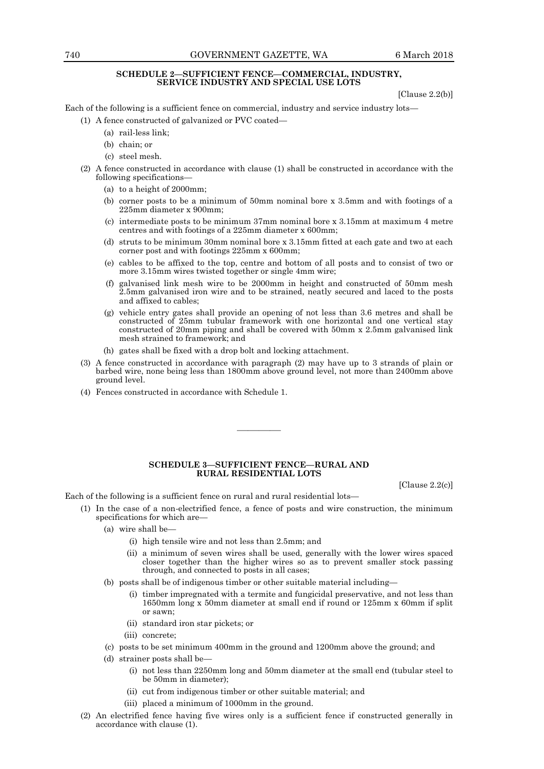## SCHEDULE 2—SUFFICIENT FENCE—COMMERCIAL, INDUSTRY, SERVICE INDUSTRY AND SPECIAL USE LOTS

[Clause 2.2(b)]

Each of the following is a sufficient fence on commercial, industry and service industry lots—

(1) A fence constructed of galvanized or PVC coated—

- (a) rail-less link;
- (b) chain; or
- (c) steel mesh.

(2) A fence constructed in accordance with clause (1) shall be constructed in accordance with the following specifications—

- (a) to a height of 2000mm;
- (b) corner posts to be a minimum of 50mm nominal bore x 3.5mm and with footings of a 225mm diameter x 900mm;
- (c) intermediate posts to be minimum 37mm nominal bore x 3.15mm at maximum 4 metre centres and with footings of a 225mm diameter x 600mm;
- (d) struts to be minimum 30mm nominal bore x 3.15mm fitted at each gate and two at each corner post and with footings 225mm x 600mm;
- (e) cables to be affixed to the top, centre and bottom of all posts and to consist of two or more 3.15mm wires twisted together or single 4mm wire;
- (f) galvanised link mesh wire to be 2000mm in height and constructed of 50mm mesh 2.5mm galvanised iron wire and to be strained, neatly secured and laced to the posts and affixed to cables;
- (g) vehicle entry gates shall provide an opening of not less than 3.6 metres and shall be constructed of 25mm tubular framework with one horizontal and one vertical stay constructed of 20mm piping and shall be covered with 50mm x 2.5mm galvanised link mesh strained to framework; and
- (h) gates shall be fixed with a drop bolt and locking attachment.

(3) A fence constructed in accordance with paragraph (2) may have up to 3 strands of plain or barbed wire, none being less than 1800mm above ground level, not more than 2400mm above ground level.

(4) Fences constructed in accordance with Schedule 1.

---

## SCHEDULE 3—SUFFICIENT FENCE—RURAL AND RURAL RESIDENTIAL LOTS

[Clause 2.2(c)]

Each of the following is a sufficient fence on rural and rural residential lots—

(1) In the case of a non-electrified fence, a fence of posts and wire construction, the minimum specifications for which are—

- (a) wire shall be—
  - (i) high tensile wire and not less than 2.5mm; and
  - (ii) a minimum of seven wires shall be used, generally with the lower wires spaced closer together than the higher wires so as to prevent smaller stock passing through, and connected to posts in all cases;
- (b) posts shall be of indigenous timber or other suitable material including—
  - (i) timber impregnated with a termite and fungicidal preservative, and not less than 1650mm long x 50mm diameter at small end if round or 125mm x 60mm if split or sawn;
  - (ii) standard iron star pickets; or
  - (iii) concrete;
- (c) posts to be set minimum 400mm in the ground and 1200mm above the ground; and
- (d) strainer posts shall be—
  - (i) not less than 2250mm long and 50mm diameter at the small end (tubular steel to be 50mm in diameter);
  - (ii) cut from indigenous timber or other suitable material; and
  - (iii) placed a minimum of 1000mm in the ground.

(2) An electrified fence having five wires only is a sufficient fence if constructed generally in accordance with clause (1).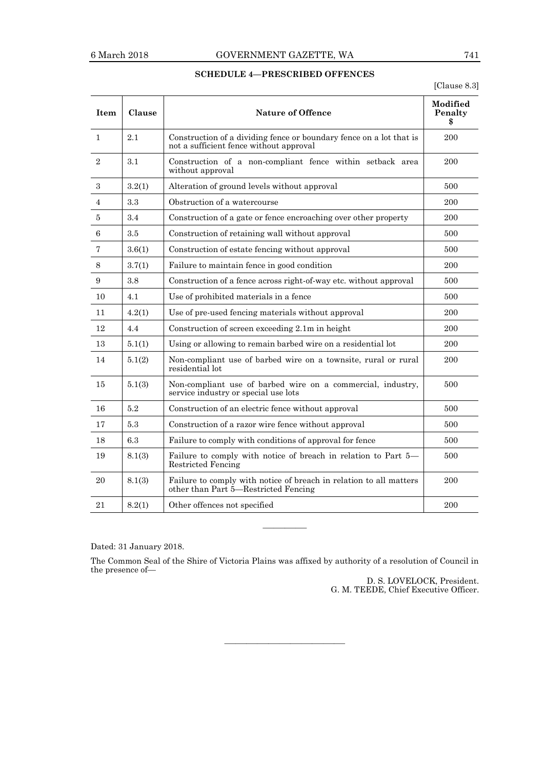## SCHEDULE 4—PRESCRIBED OFFENCES

[Clause 8.3]

| Item | Clause | Nature of Offence | Modified Penalty $ |
|---|---|---|---|
| 1 | 2.1 | Construction of a dividing fence or boundary fence on a lot that is not a sufficient fence without approval | 200 |
| 2 | 3.1 | Construction of a non-compliant fence within setback area without approval | 200 |
| 3 | 3.2(1) | Alteration of ground levels without approval | 500 |
| 4 | 3.3 | Obstruction of a watercourse | 200 |
| 5 | 3.4 | Construction of a gate or fence encroaching over other property | 200 |
| 6 | 3.5 | Construction of retaining wall without approval | 500 |
| 7 | 3.6(1) | Construction of estate fencing without approval | 500 |
| 8 | 3.7(1) | Failure to maintain fence in good condition | 200 |
| 9 | 3.8 | Construction of a fence across right-of-way etc. without approval | 500 |
| 10 | 4.1 | Use of prohibited materials in a fence | 500 |
| 11 | 4.2(1) | Use of pre-used fencing materials without approval | 200 |
| 12 | 4.4 | Construction of screen exceeding 2.1m in height | 200 |
| 13 | 5.1(1) | Using or allowing to remain barbed wire on a residential lot | 200 |
| 14 | 5.1(2) | Non-compliant use of barbed wire on a townsite, rural or rural residential lot | 200 |
| 15 | 5.1(3) | Non-compliant use of barbed wire on a commercial, industry, service industry or special use lots | 500 |
| 16 | 5.2 | Construction of an electric fence without approval | 500 |
| 17 | 5.3 | Construction of a razor wire fence without approval | 500 |
| 18 | 6.3 | Failure to comply with conditions of approval for fence | 500 |
| 19 | 8.1(3) | Failure to comply with notice of breach in relation to Part 5—Restricted Fencing | 500 |
| 20 | 8.1(3) | Failure to comply with notice of breach in relation to all matters other than Part 5—Restricted Fencing | 200 |
| 21 | 8.2(1) | Other offences not specified | 200 |

———————

Dated: 31 January 2018.

The Common Seal of the Shire of Victoria Plains was affixed by authority of a resolution of Council in the presence of—

D. S. LOVELOCK, President.
G. M. TEEDE, Chief Executive Officer.

———————————